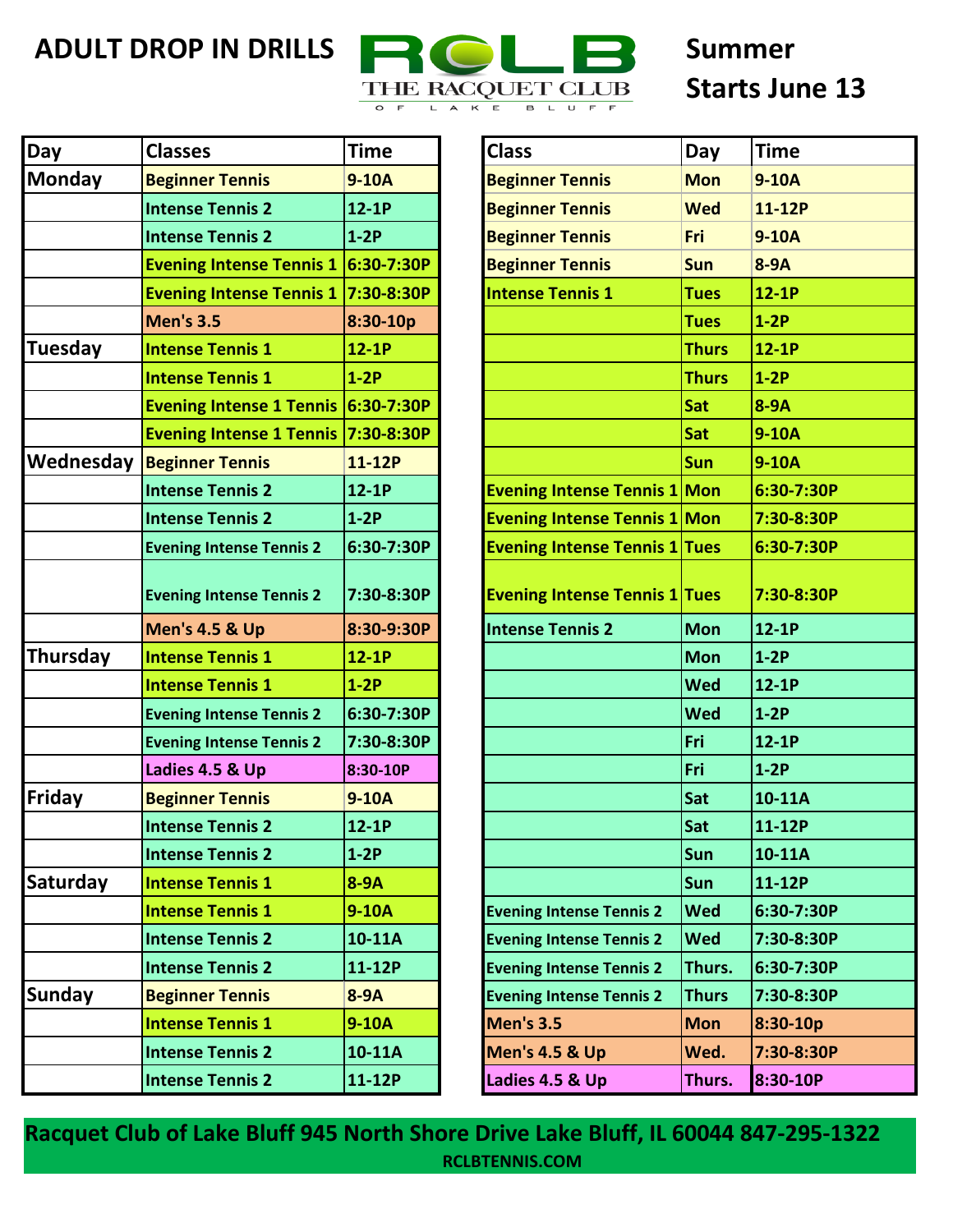# ADULT DROP IN DRILLS

RCLB THE RACQUET CLUB OF LAKE BLUFF

**Summer Starts June 13**

| Day | Classes | Time |
|---|---|---|
| Monday | Beginner Tennis | 9-10A |
| | Intense Tennis 2 | 12-1P |
| | Intense Tennis 2 | 1-2P |
| | Evening Intense Tennis 1 | 6:30-7:30P |
| | Evening Intense Tennis 1 | 7:30-8:30P |
| | Men's 3.5 | 8:30-10p |
| Tuesday | Intense Tennis 1 | 12-1P |
| | Intense Tennis 1 | 1-2P |
| | Evening Intense 1 Tennis | 6:30-7:30P |
| | Evening Intense 1 Tennis | 7:30-8:30P |
| Wednesday | Beginner Tennis | 11-12P |
| | Intense Tennis 2 | 12-1P |
| | Intense Tennis 2 | 1-2P |
| | Evening Intense Tennis 2 | 6:30-7:30P |
| | Evening Intense Tennis 2 | 7:30-8:30P |
| | Men's 4.5 & Up | 8:30-9:30P |
| Thursday | Intense Tennis 1 | 12-1P |
| | Intense Tennis 1 | 1-2P |
| | Evening Intense Tennis 2 | 6:30-7:30P |
| | Evening Intense Tennis 2 | 7:30-8:30P |
| | Ladies 4.5 & Up | 8:30-10P |
| Friday | Beginner Tennis | 9-10A |
| | Intense Tennis 2 | 12-1P |
| | Intense Tennis 2 | 1-2P |
| Saturday | Intense Tennis 1 | 8-9A |
| | Intense Tennis 1 | 9-10A |
| | Intense Tennis 2 | 10-11A |
| | Intense Tennis 2 | 11-12P |
| Sunday | Beginner Tennis | 8-9A |
| | Intense Tennis 1 | 9-10A |
| | Intense Tennis 2 | 10-11A |
| | Intense Tennis 2 | 11-12P |

| Class | Day | Time |
|---|---|---|
| Beginner Tennis | Mon | 9-10A |
| Beginner Tennis | Wed | 11-12P |
| Beginner Tennis | Fri | 9-10A |
| Beginner Tennis | Sun | 8-9A |
| Intense Tennis 1 | Tues | 12-1P |
| | Tues | 1-2P |
| | Thurs | 12-1P |
| | Thurs | 1-2P |
| | Sat | 8-9A |
| | Sat | 9-10A |
| | Sun | 9-10A |
| Evening Intense Tennis 1 | Mon | 6:30-7:30P |
| Evening Intense Tennis 1 | Mon | 7:30-8:30P |
| Evening Intense Tennis 1 | Tues | 6:30-7:30P |
| Evening Intense Tennis 1 | Tues | 7:30-8:30P |
| Intense Tennis 2 | Mon | 12-1P |
| | Mon | 1-2P |
| | Wed | 12-1P |
| | Wed | 1-2P |
| | Fri | 12-1P |
| | Fri | 1-2P |
| | Sat | 10-11A |
| | Sat | 11-12P |
| | Sun | 10-11A |
| | Sun | 11-12P |
| Evening Intense Tennis 2 | Wed | 6:30-7:30P |
| Evening Intense Tennis 2 | Wed | 7:30-8:30P |
| Evening Intense Tennis 2 | Thurs. | 6:30-7:30P |
| Evening Intense Tennis 2 | Thurs | 7:30-8:30P |
| Men's 3.5 | Mon | 8:30-10p |
| Men's 4.5 & Up | Wed. | 7:30-8:30P |
| Ladies 4.5 & Up | Thurs. | 8:30-10P |

**Racquet Club of Lake Bluff 945 North Shore Drive Lake Bluff, IL 60044 847-295-1322**

**RCLBTENNIS.COM**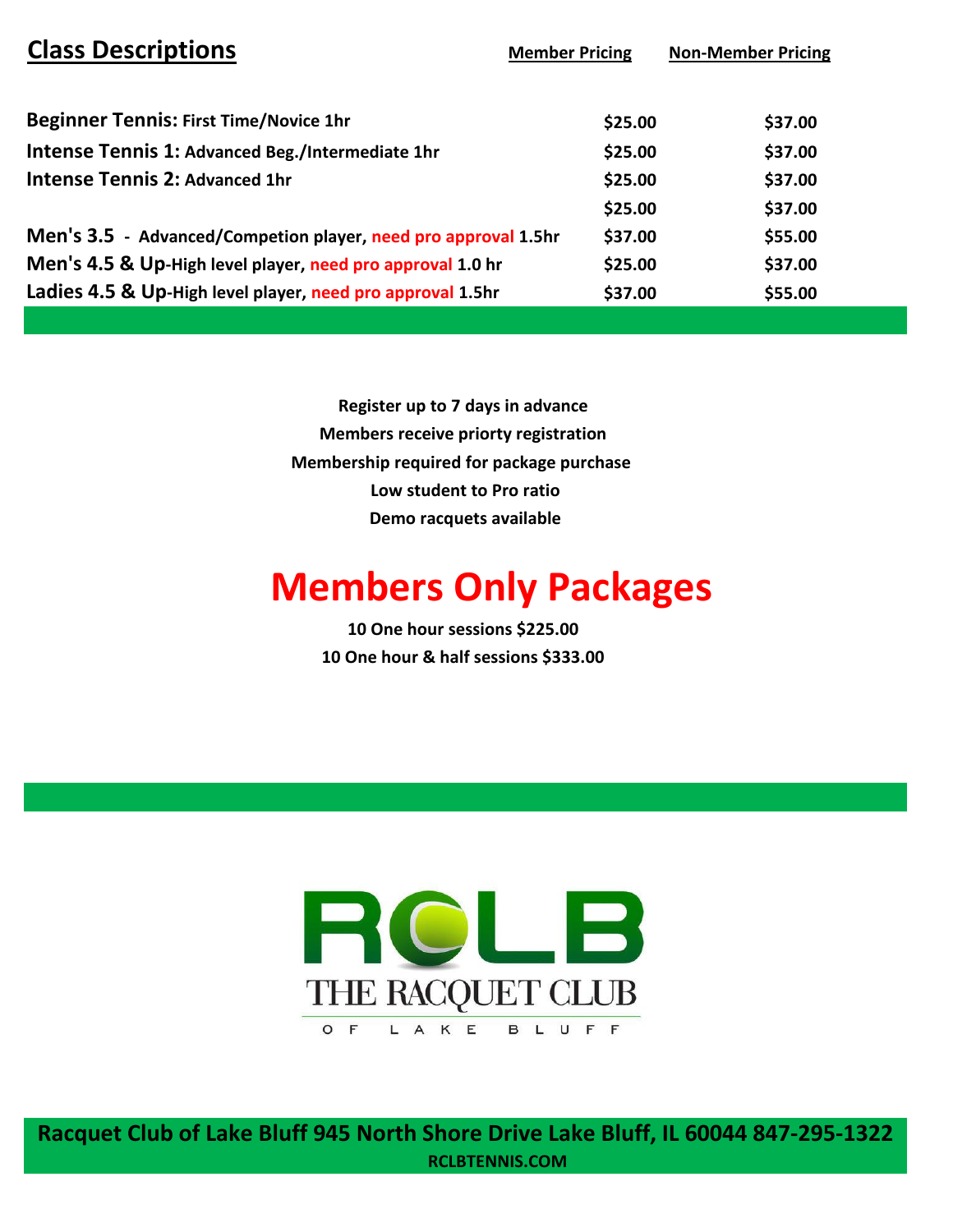| Class Descriptions | Member Pricing | Non-Member Pricing |
|---|---|---|
| **Beginner Tennis:** First Time/Novice 1hr | $25.00 | $37.00 |
| **Intense Tennis 1:** Advanced Beg./Intermediate 1hr | $25.00 | $37.00 |
| **Intense Tennis 2:** Advanced 1hr | $25.00 | $37.00 |
| | $25.00 | $37.00 |
| **Men's 3.5** - Advanced/Competion player, need pro approval 1.5hr | $37.00 | $55.00 |
| **Men's 4.5 & Up**-High level player, need pro approval 1.0 hr | $25.00 | $37.00 |
| **Ladies 4.5 & Up**-High level player, need pro approval 1.5hr | $37.00 | $55.00 |

**Register up to 7 days in advance**

**Members receive priorty registration**

**Membership required for package purchase**

**Low student to Pro ratio**

**Demo racquets available**

# Members Only Packages

**10 One hour sessions $225.00**

**10 One hour & half sessions $333.00**

RCLB

THE RACQUET CLUB

OF LAKE BLUFF

**Racquet Club of Lake Bluff 945 North Shore Drive Lake Bluff, IL 60044 847-295-1322**

**RCLBTENNIS.COM**